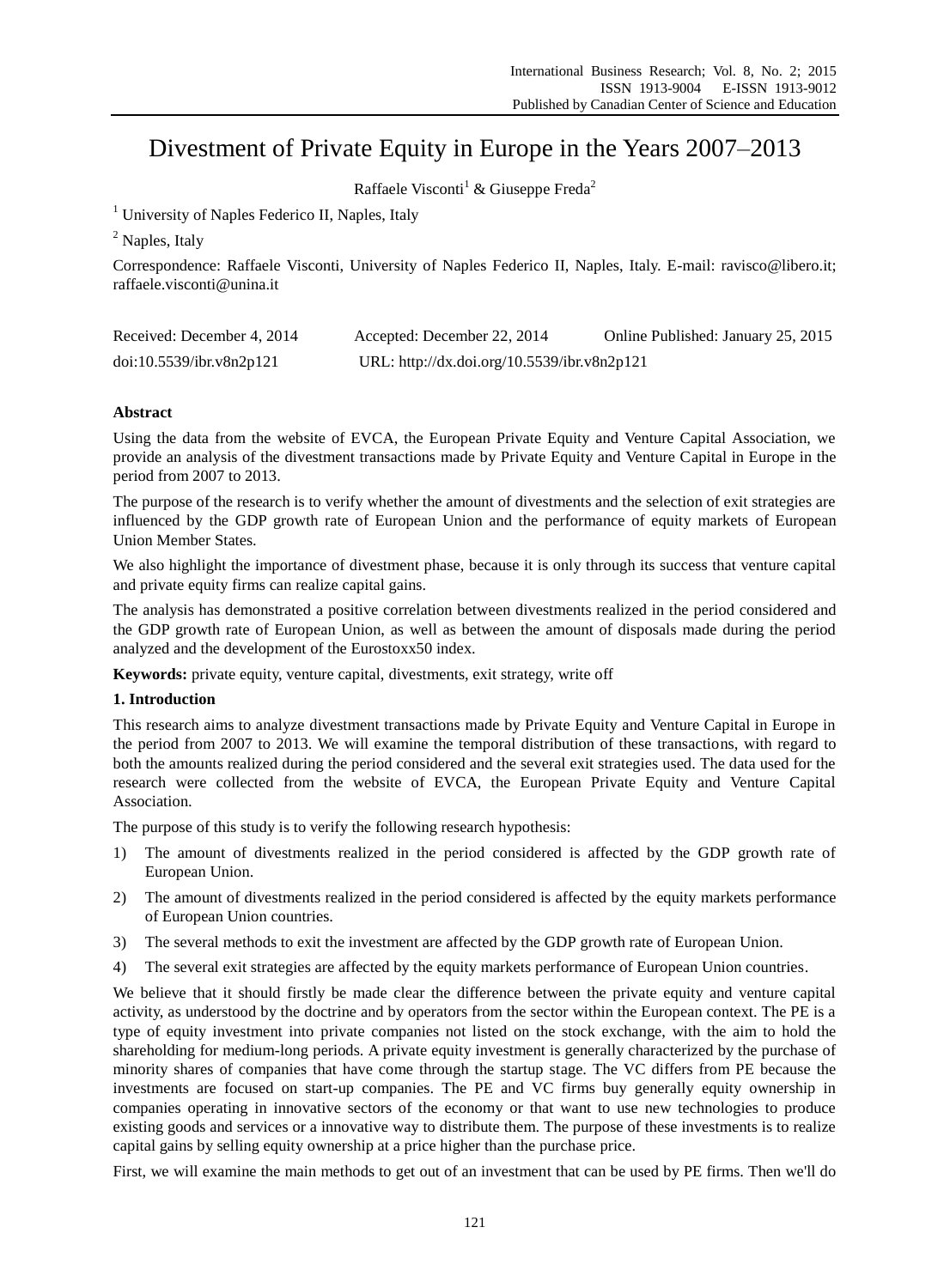# Divestment of Private Equity in Europe in the Years 2007–2013

Raffaele Visconti[1] & Giuseppe Freda[2]

[1] University of Naples Federico II, Naples, Italy

[2] Naples, Italy

Correspondence: Raffaele Visconti, University of Naples Federico II, Naples, Italy. E-mail: ravisco@libero.it; raffaele.visconti@unina.it

| Received: December 4, 2014 | Accepted: December 22, 2014 | Online Published: January 25, 2015 |
|---|---|---|
| doi:10.5539/ibr.v8n2p121 | URL: http://dx.doi.org/10.5539/ibr.v8n2p121 | |

**Abstract**

Using the data from the website of EVCA, the European Private Equity and Venture Capital Association, we provide an analysis of the divestment transactions made by Private Equity and Venture Capital in Europe in the period from 2007 to 2013.

The purpose of the research is to verify whether the amount of divestments and the selection of exit strategies are influenced by the GDP growth rate of European Union and the performance of equity markets of European Union Member States.

We also highlight the importance of divestment phase, because it is only through its success that venture capital and private equity firms can realize capital gains.

The analysis has demonstrated a positive correlation between divestments realized in the period considered and the GDP growth rate of European Union, as well as between the amount of disposals made during the period analyzed and the development of the Eurostoxx50 index.

**Keywords:** private equity, venture capital, divestments, exit strategy, write off

## 1. Introduction

This research aims to analyze divestment transactions made by Private Equity and Venture Capital in Europe in the period from 2007 to 2013. We will examine the temporal distribution of these transactions, with regard to both the amounts realized during the period considered and the several exit strategies used. The data used for the research were collected from the website of EVCA, the European Private Equity and Venture Capital Association.

The purpose of this study is to verify the following research hypothesis:

1) The amount of divestments realized in the period considered is affected by the GDP growth rate of European Union.
2) The amount of divestments realized in the period considered is affected by the equity markets performance of European Union countries.
3) The several methods to exit the investment are affected by the GDP growth rate of European Union.
4) The several exit strategies are affected by the equity markets performance of European Union countries.

We believe that it should firstly be made clear the difference between the private equity and venture capital activity, as understood by the doctrine and by operators from the sector within the European context. The PE is a type of equity investment into private companies not listed on the stock exchange, with the aim to hold the shareholding for medium-long periods. A private equity investment is generally characterized by the purchase of minority shares of companies that have come through the startup stage. The VC differs from PE because the investments are focused on start-up companies. The PE and VC firms buy generally equity ownership in companies operating in innovative sectors of the economy or that want to use new technologies to produce existing goods and services or a innovative way to distribute them. The purpose of these investments is to realize capital gains by selling equity ownership at a price higher than the purchase price.

First, we will examine the main methods to get out of an investment that can be used by PE firms. Then we'll do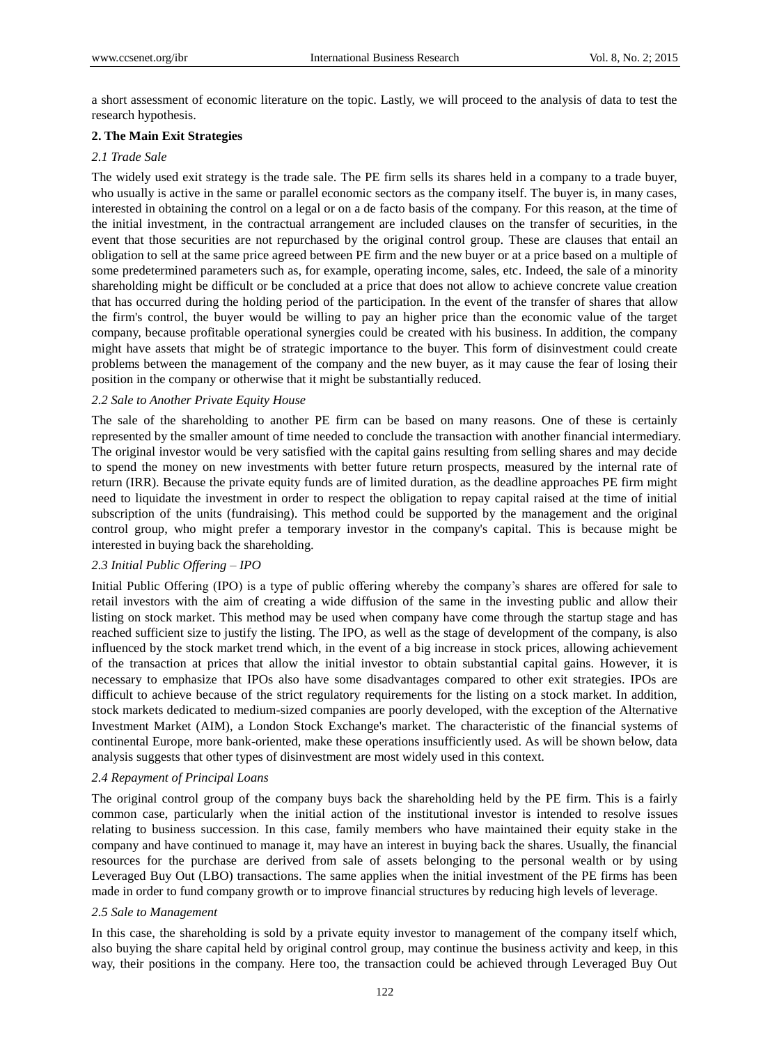a short assessment of economic literature on the topic. Lastly, we will proceed to the analysis of data to test the research hypothesis.

## 2. The Main Exit Strategies

### *2.1 Trade Sale*

The widely used exit strategy is the trade sale. The PE firm sells its shares held in a company to a trade buyer, who usually is active in the same or parallel economic sectors as the company itself. The buyer is, in many cases, interested in obtaining the control on a legal or on a de facto basis of the company. For this reason, at the time of the initial investment, in the contractual arrangement are included clauses on the transfer of securities, in the event that those securities are not repurchased by the original control group. These are clauses that entail an obligation to sell at the same price agreed between PE firm and the new buyer or at a price based on a multiple of some predetermined parameters such as, for example, operating income, sales, etc. Indeed, the sale of a minority shareholding might be difficult or be concluded at a price that does not allow to achieve concrete value creation that has occurred during the holding period of the participation. In the event of the transfer of shares that allow the firm's control, the buyer would be willing to pay an higher price than the economic value of the target company, because profitable operational synergies could be created with his business. In addition, the company might have assets that might be of strategic importance to the buyer. This form of disinvestment could create problems between the management of the company and the new buyer, as it may cause the fear of losing their position in the company or otherwise that it might be substantially reduced.

### *2.2 Sale to Another Private Equity House*

The sale of the shareholding to another PE firm can be based on many reasons. One of these is certainly represented by the smaller amount of time needed to conclude the transaction with another financial intermediary. The original investor would be very satisfied with the capital gains resulting from selling shares and may decide to spend the money on new investments with better future return prospects, measured by the internal rate of return (IRR). Because the private equity funds are of limited duration, as the deadline approaches PE firm might need to liquidate the investment in order to respect the obligation to repay capital raised at the time of initial subscription of the units (fundraising). This method could be supported by the management and the original control group, who might prefer a temporary investor in the company's capital. This is because might be interested in buying back the shareholding.

### *2.3 Initial Public Offering – IPO*

Initial Public Offering (IPO) is a type of public offering whereby the company's shares are offered for sale to retail investors with the aim of creating a wide diffusion of the same in the investing public and allow their listing on stock market. This method may be used when company have come through the startup stage and has reached sufficient size to justify the listing. The IPO, as well as the stage of development of the company, is also influenced by the stock market trend which, in the event of a big increase in stock prices, allowing achievement of the transaction at prices that allow the initial investor to obtain substantial capital gains. However, it is necessary to emphasize that IPOs also have some disadvantages compared to other exit strategies. IPOs are difficult to achieve because of the strict regulatory requirements for the listing on a stock market. In addition, stock markets dedicated to medium-sized companies are poorly developed, with the exception of the Alternative Investment Market (AIM), a London Stock Exchange's market. The characteristic of the financial systems of continental Europe, more bank-oriented, make these operations insufficiently used. As will be shown below, data analysis suggests that other types of disinvestment are most widely used in this context.

### *2.4 Repayment of Principal Loans*

The original control group of the company buys back the shareholding held by the PE firm. This is a fairly common case, particularly when the initial action of the institutional investor is intended to resolve issues relating to business succession. In this case, family members who have maintained their equity stake in the company and have continued to manage it, may have an interest in buying back the shares. Usually, the financial resources for the purchase are derived from sale of assets belonging to the personal wealth or by using Leveraged Buy Out (LBO) transactions. The same applies when the initial investment of the PE firms has been made in order to fund company growth or to improve financial structures by reducing high levels of leverage.

### *2.5 Sale to Management*

In this case, the shareholding is sold by a private equity investor to management of the company itself which, also buying the share capital held by original control group, may continue the business activity and keep, in this way, their positions in the company. Here too, the transaction could be achieved through Leveraged Buy Out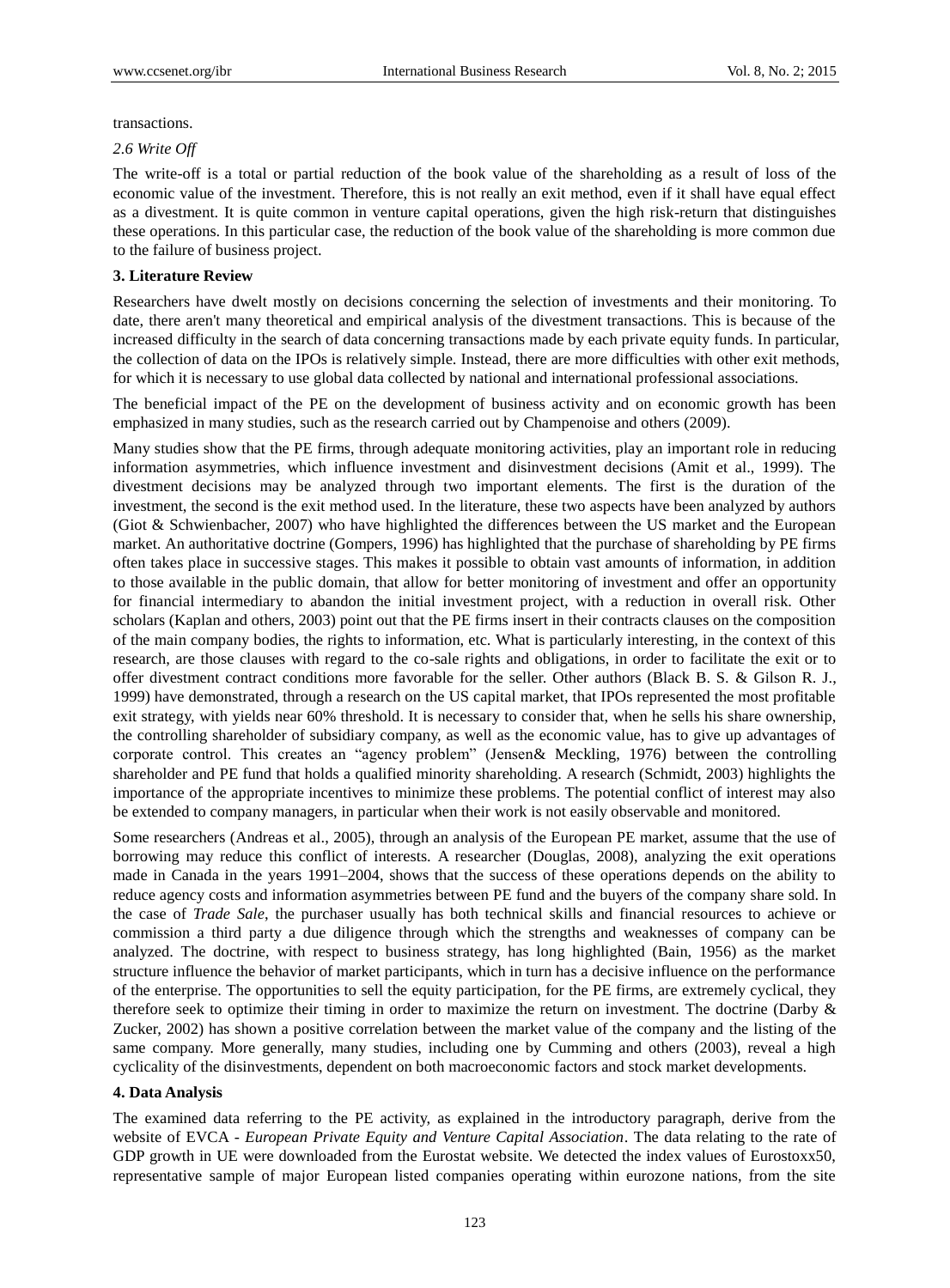transactions.

### 2.6 Write Off

The write-off is a total or partial reduction of the book value of the shareholding as a result of loss of the economic value of the investment. Therefore, this is not really an exit method, even if it shall have equal effect as a divestment. It is quite common in venture capital operations, given the high risk-return that distinguishes these operations. In this particular case, the reduction of the book value of the shareholding is more common due to the failure of business project.

## 3. Literature Review

Researchers have dwelt mostly on decisions concerning the selection of investments and their monitoring. To date, there aren't many theoretical and empirical analysis of the divestment transactions. This is because of the increased difficulty in the search of data concerning transactions made by each private equity funds. In particular, the collection of data on the IPOs is relatively simple. Instead, there are more difficulties with other exit methods, for which it is necessary to use global data collected by national and international professional associations.

The beneficial impact of the PE on the development of business activity and on economic growth has been emphasized in many studies, such as the research carried out by Champenoise and others (2009).

Many studies show that the PE firms, through adequate monitoring activities, play an important role in reducing information asymmetries, which influence investment and disinvestment decisions (Amit et al., 1999). The divestment decisions may be analyzed through two important elements. The first is the duration of the investment, the second is the exit method used. In the literature, these two aspects have been analyzed by authors (Giot & Schwienbacher, 2007) who have highlighted the differences between the US market and the European market. An authoritative doctrine (Gompers, 1996) has highlighted that the purchase of shareholding by PE firms often takes place in successive stages. This makes it possible to obtain vast amounts of information, in addition to those available in the public domain, that allow for better monitoring of investment and offer an opportunity for financial intermediary to abandon the initial investment project, with a reduction in overall risk. Other scholars (Kaplan and others, 2003) point out that the PE firms insert in their contracts clauses on the composition of the main company bodies, the rights to information, etc. What is particularly interesting, in the context of this research, are those clauses with regard to the co-sale rights and obligations, in order to facilitate the exit or to offer divestment contract conditions more favorable for the seller. Other authors (Black B. S. & Gilson R. J., 1999) have demonstrated, through a research on the US capital market, that IPOs represented the most profitable exit strategy, with yields near 60% threshold. It is necessary to consider that, when he sells his share ownership, the controlling shareholder of subsidiary company, as well as the economic value, has to give up advantages of corporate control. This creates an "agency problem" (Jensen& Meckling, 1976) between the controlling shareholder and PE fund that holds a qualified minority shareholding. A research (Schmidt, 2003) highlights the importance of the appropriate incentives to minimize these problems. The potential conflict of interest may also be extended to company managers, in particular when their work is not easily observable and monitored.

Some researchers (Andreas et al., 2005), through an analysis of the European PE market, assume that the use of borrowing may reduce this conflict of interests. A researcher (Douglas, 2008), analyzing the exit operations made in Canada in the years 1991–2004, shows that the success of these operations depends on the ability to reduce agency costs and information asymmetries between PE fund and the buyers of the company share sold. In the case of *Trade Sale*, the purchaser usually has both technical skills and financial resources to achieve or commission a third party a due diligence through which the strengths and weaknesses of company can be analyzed. The doctrine, with respect to business strategy, has long highlighted (Bain, 1956) as the market structure influence the behavior of market participants, which in turn has a decisive influence on the performance of the enterprise. The opportunities to sell the equity participation, for the PE firms, are extremely cyclical, they therefore seek to optimize their timing in order to maximize the return on investment. The doctrine (Darby & Zucker, 2002) has shown a positive correlation between the market value of the company and the listing of the same company. More generally, many studies, including one by Cumming and others (2003), reveal a high cyclicality of the disinvestments, dependent on both macroeconomic factors and stock market developments.

## 4. Data Analysis

The examined data referring to the PE activity, as explained in the introductory paragraph, derive from the website of EVCA - *European Private Equity and Venture Capital Association*. The data relating to the rate of GDP growth in UE were downloaded from the Eurostat website. We detected the index values of Eurostoxx50, representative sample of major European listed companies operating within eurozone nations, from the site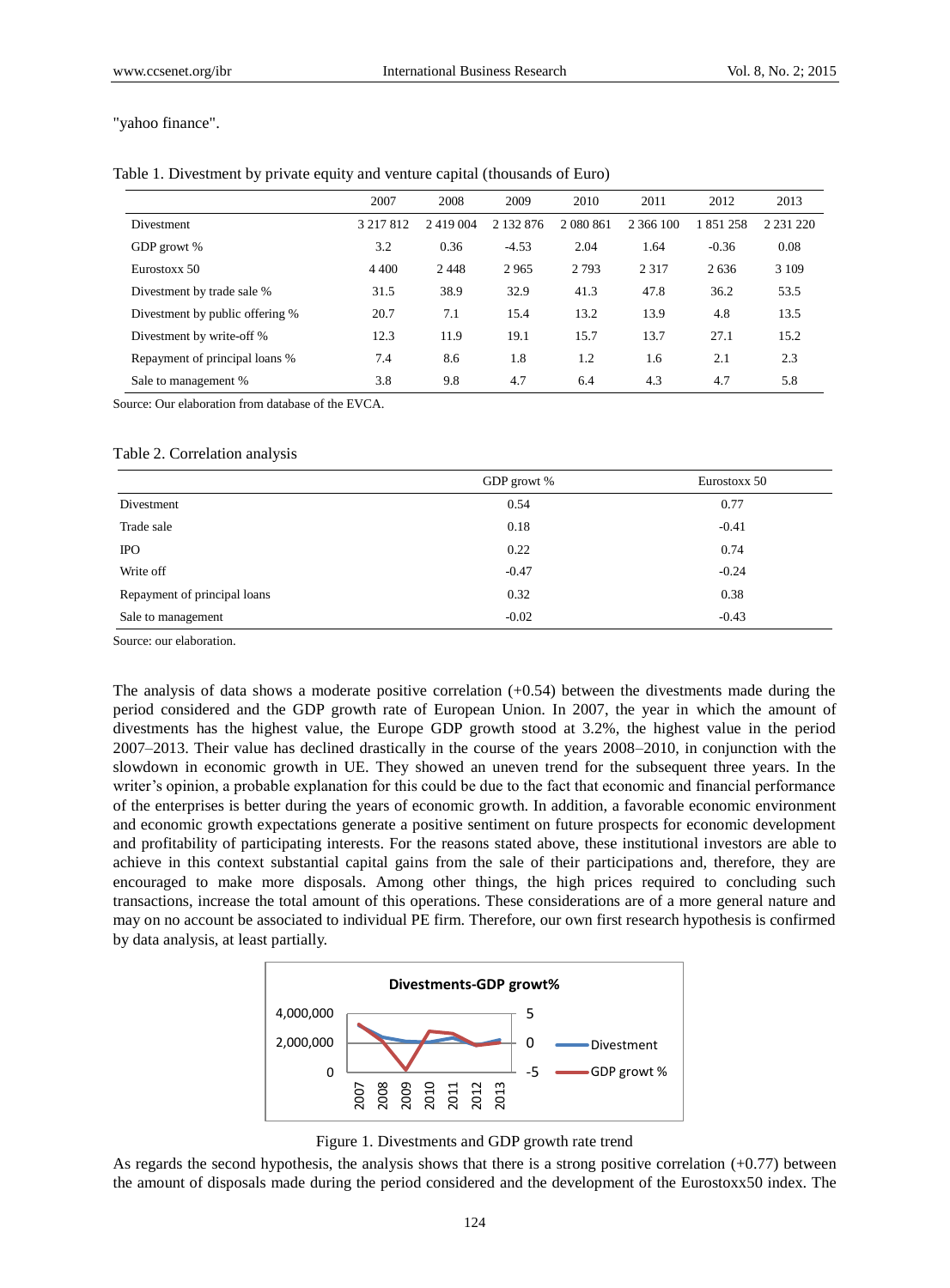"yahoo finance".

Table 1. Divestment by private equity and venture capital (thousands of Euro)

| | 2007 | 2008 | 2009 | 2010 | 2011 | 2012 | 2013 |
|---|---|---|---|---|---|---|---|
| Divestment | 3 217 812 | 2 419 004 | 2 132 876 | 2 080 861 | 2 366 100 | 1 851 258 | 2 231 220 |
| GDP growt % | 3.2 | 0.36 | -4.53 | 2.04 | 1.64 | -0.36 | 0.08 |
| Eurostoxx 50 | 4 400 | 2 448 | 2 965 | 2 793 | 2 317 | 2 636 | 3 109 |
| Divestment by trade sale % | 31.5 | 38.9 | 32.9 | 41.3 | 47.8 | 36.2 | 53.5 |
| Divestment by public offering % | 20.7 | 7.1 | 15.4 | 13.2 | 13.9 | 4.8 | 13.5 |
| Divestment by write-off % | 12.3 | 11.9 | 19.1 | 15.7 | 13.7 | 27.1 | 15.2 |
| Repayment of principal loans % | 7.4 | 8.6 | 1.8 | 1.2 | 1.6 | 2.1 | 2.3 |
| Sale to management % | 3.8 | 9.8 | 4.7 | 6.4 | 4.3 | 4.7 | 5.8 |

Source: Our elaboration from database of the EVCA.

Table 2. Correlation analysis

| | GDP growt % | Eurostoxx 50 |
|---|---|---|
| Divestment | 0.54 | 0.77 |
| Trade sale | 0.18 | -0.41 |
| IPO | 0.22 | 0.74 |
| Write off | -0.47 | -0.24 |
| Repayment of principal loans | 0.32 | 0.38 |
| Sale to management | -0.02 | -0.43 |

Source: our elaboration.

The analysis of data shows a moderate positive correlation (+0.54) between the divestments made during the period considered and the GDP growth rate of European Union. In 2007, the year in which the amount of divestments has the highest value, the Europe GDP growth stood at 3.2%, the highest value in the period 2007–2013. Their value has declined drastically in the course of the years 2008–2010, in conjunction with the slowdown in economic growth in UE. They showed an uneven trend for the subsequent three years. In the writer's opinion, a probable explanation for this could be due to the fact that economic and financial performance of the enterprises is better during the years of economic growth. In addition, a favorable economic environment and economic growth expectations generate a positive sentiment on future prospects for economic development and profitability of participating interests. For the reasons stated above, these institutional investors are able to achieve in this context substantial capital gains from the sale of their participations and, therefore, they are encouraged to make more disposals. Among other things, the high prices required to concluding such transactions, increase the total amount of this operations. These considerations are of a more general nature and may on no account be associated to individual PE firm. Therefore, our own first research hypothesis is confirmed by data analysis, at least partially.

Figure 1. Divestments and GDP growth rate trend

As regards the second hypothesis, the analysis shows that there is a strong positive correlation (+0.77) between the amount of disposals made during the period considered and the development of the Eurostoxx50 index. The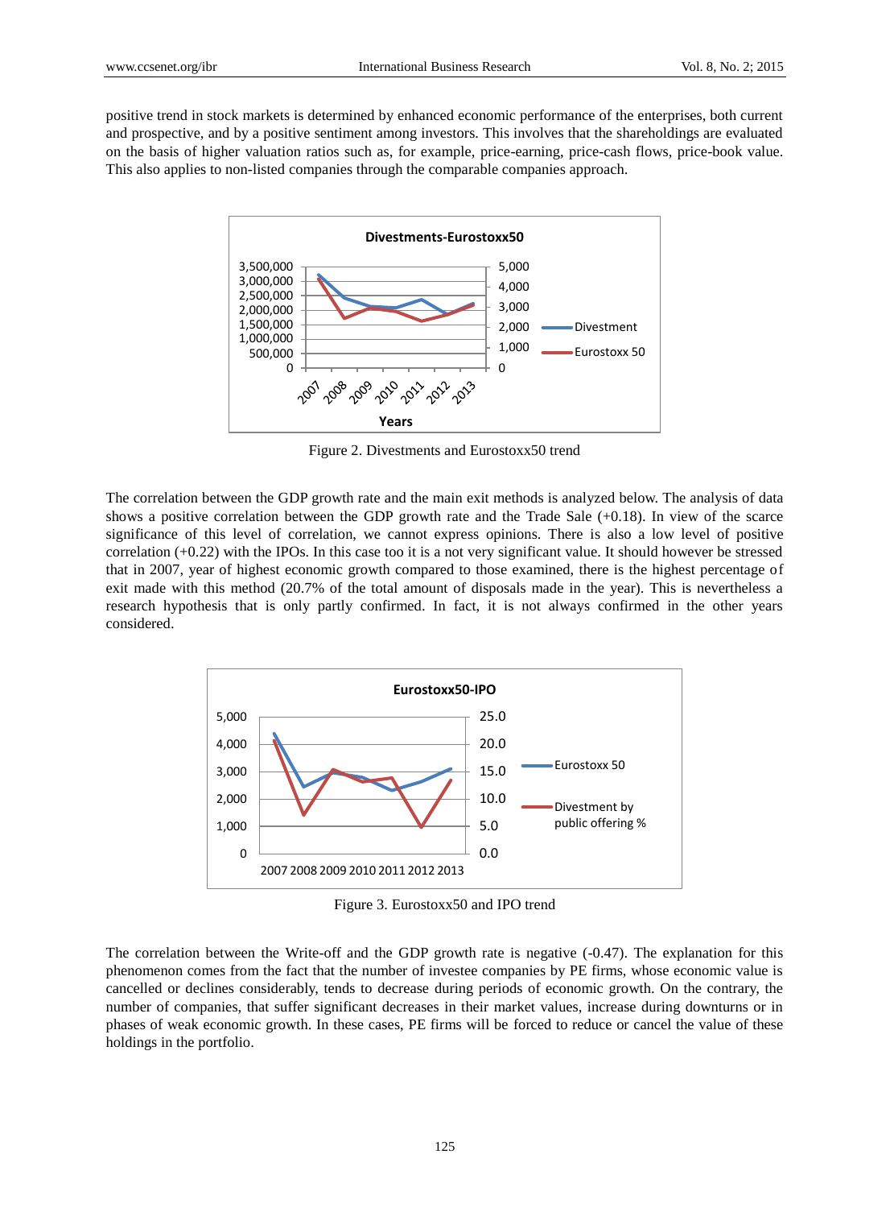positive trend in stock markets is determined by enhanced economic performance of the enterprises, both current and prospective, and by a positive sentiment among investors. This involves that the shareholdings are evaluated on the basis of higher valuation ratios such as, for example, price-earning, price-cash flows, price-book value. This also applies to non-listed companies through the comparable companies approach.

Figure 2. Divestments and Eurostoxx50 trend

The correlation between the GDP growth rate and the main exit methods is analyzed below. The analysis of data shows a positive correlation between the GDP growth rate and the Trade Sale (+0.18). In view of the scarce significance of this level of correlation, we cannot express opinions. There is also a low level of positive correlation (+0.22) with the IPOs. In this case too it is a not very significant value. It should however be stressed that in 2007, year of highest economic growth compared to those examined, there is the highest percentage of exit made with this method (20.7% of the total amount of disposals made in the year). This is nevertheless a research hypothesis that is only partly confirmed. In fact, it is not always confirmed in the other years considered.

Figure 3. Eurostoxx50 and IPO trend

The correlation between the Write-off and the GDP growth rate is negative (-0.47). The explanation for this phenomenon comes from the fact that the number of investee companies by PE firms, whose economic value is cancelled or declines considerably, tends to decrease during periods of economic growth. On the contrary, the number of companies, that suffer significant decreases in their market values, increase during downturns or in phases of weak economic growth. In these cases, PE firms will be forced to reduce or cancel the value of these holdings in the portfolio.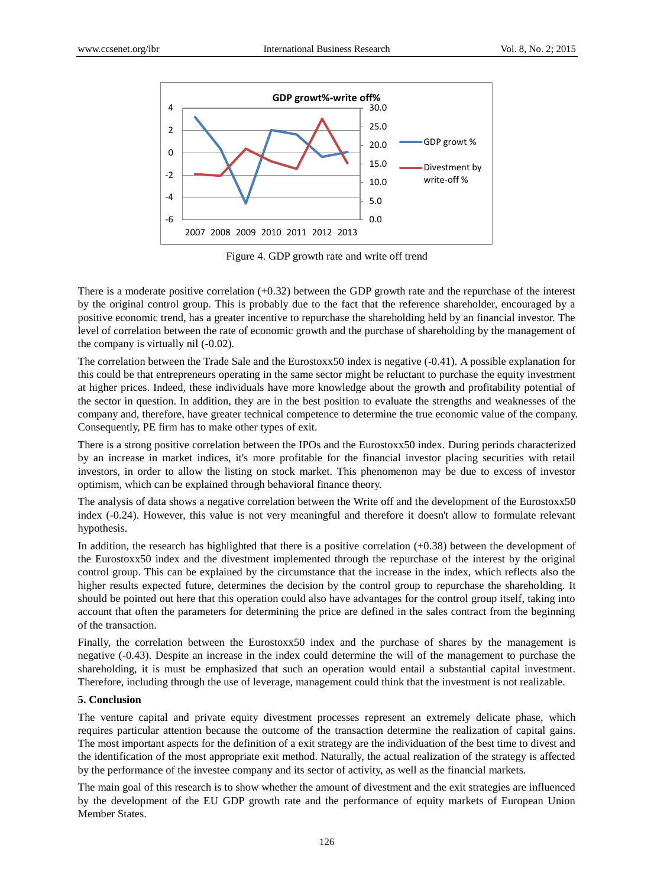Figure 4. GDP growth rate and write off trend

There is a moderate positive correlation (+0.32) between the GDP growth rate and the repurchase of the interest by the original control group. This is probably due to the fact that the reference shareholder, encouraged by a positive economic trend, has a greater incentive to repurchase the shareholding held by an financial investor. The level of correlation between the rate of economic growth and the purchase of shareholding by the management of the company is virtually nil (-0.02).

The correlation between the Trade Sale and the Eurostoxx50 index is negative (-0.41). A possible explanation for this could be that entrepreneurs operating in the same sector might be reluctant to purchase the equity investment at higher prices. Indeed, these individuals have more knowledge about the growth and profitability potential of the sector in question. In addition, they are in the best position to evaluate the strengths and weaknesses of the company and, therefore, have greater technical competence to determine the true economic value of the company. Consequently, PE firm has to make other types of exit.

There is a strong positive correlation between the IPOs and the Eurostoxx50 index. During periods characterized by an increase in market indices, it's more profitable for the financial investor placing securities with retail investors, in order to allow the listing on stock market. This phenomenon may be due to excess of investor optimism, which can be explained through behavioral finance theory.

The analysis of data shows a negative correlation between the Write off and the development of the Eurostoxx50 index (-0.24). However, this value is not very meaningful and therefore it doesn't allow to formulate relevant hypothesis.

In addition, the research has highlighted that there is a positive correlation (+0.38) between the development of the Eurostoxx50 index and the divestment implemented through the repurchase of the interest by the original control group. This can be explained by the circumstance that the increase in the index, which reflects also the higher results expected future, determines the decision by the control group to repurchase the shareholding. It should be pointed out here that this operation could also have advantages for the control group itself, taking into account that often the parameters for determining the price are defined in the sales contract from the beginning of the transaction.

Finally, the correlation between the Eurostoxx50 index and the purchase of shares by the management is negative (-0.43). Despite an increase in the index could determine the will of the management to purchase the shareholding, it is must be emphasized that such an operation would entail a substantial capital investment. Therefore, including through the use of leverage, management could think that the investment is not realizable.

## 5. Conclusion

The venture capital and private equity divestment processes represent an extremely delicate phase, which requires particular attention because the outcome of the transaction determine the realization of capital gains. The most important aspects for the definition of a exit strategy are the individuation of the best time to divest and the identification of the most appropriate exit method. Naturally, the actual realization of the strategy is affected by the performance of the investee company and its sector of activity, as well as the financial markets.

The main goal of this research is to show whether the amount of divestment and the exit strategies are influenced by the development of the EU GDP growth rate and the performance of equity markets of European Union Member States.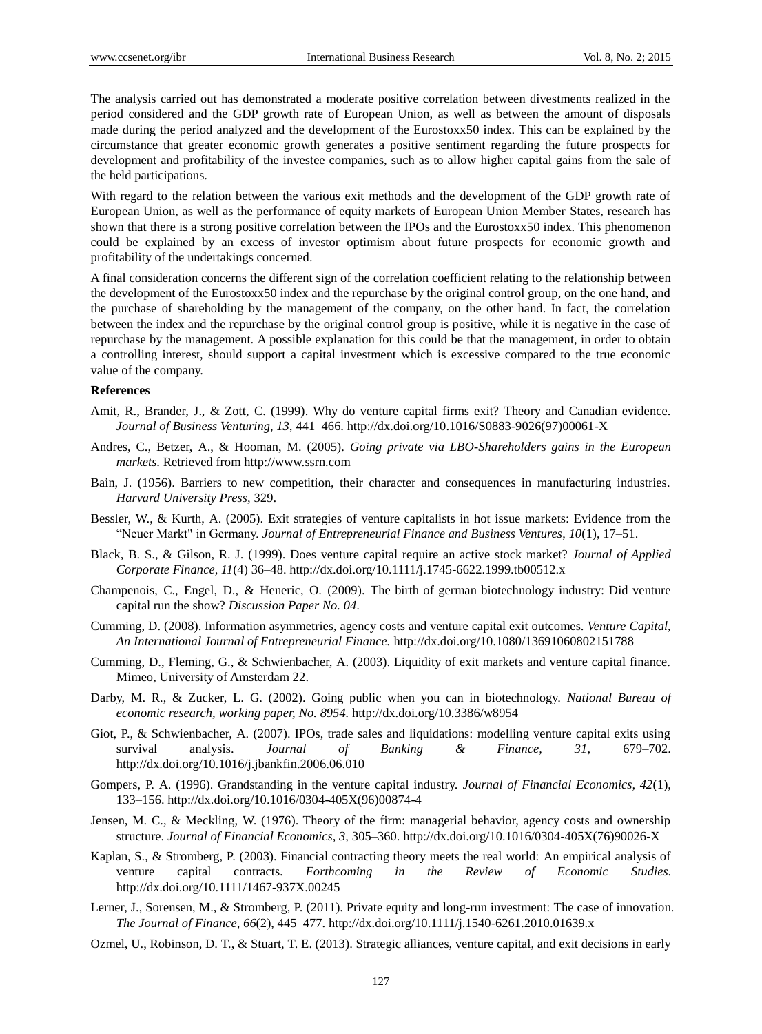The analysis carried out has demonstrated a moderate positive correlation between divestments realized in the period considered and the GDP growth rate of European Union, as well as between the amount of disposals made during the period analyzed and the development of the Eurostoxx50 index. This can be explained by the circumstance that greater economic growth generates a positive sentiment regarding the future prospects for development and profitability of the investee companies, such as to allow higher capital gains from the sale of the held participations.

With regard to the relation between the various exit methods and the development of the GDP growth rate of European Union, as well as the performance of equity markets of European Union Member States, research has shown that there is a strong positive correlation between the IPOs and the Eurostoxx50 index. This phenomenon could be explained by an excess of investor optimism about future prospects for economic growth and profitability of the undertakings concerned.

A final consideration concerns the different sign of the correlation coefficient relating to the relationship between the development of the Eurostoxx50 index and the repurchase by the original control group, on the one hand, and the purchase of shareholding by the management of the company, on the other hand. In fact, the correlation between the index and the repurchase by the original control group is positive, while it is negative in the case of repurchase by the management. A possible explanation for this could be that the management, in order to obtain a controlling interest, should support a capital investment which is excessive compared to the true economic value of the company.

## References

Amit, R., Brander, J., & Zott, C. (1999). Why do venture capital firms exit? Theory and Canadian evidence. *Journal of Business Venturing*, *13*, 441–466. http://dx.doi.org/10.1016/S0883-9026(97)00061-X

Andres, C., Betzer, A., & Hooman, M. (2005). *Going private via LBO-Shareholders gains in the European markets*. Retrieved from http://www.ssrn.com

Bain, J. (1956). Barriers to new competition, their character and consequences in manufacturing industries. *Harvard University Press*, 329.

Bessler, W., & Kurth, A. (2005). Exit strategies of venture capitalists in hot issue markets: Evidence from the "Neuer Markt" in Germany. *Journal of Entrepreneurial Finance and Business Ventures*, *10*(1), 17–51.

Black, B. S., & Gilson, R. J. (1999). Does venture capital require an active stock market? *Journal of Applied Corporate Finance, 11*(4) 36–48. http://dx.doi.org/10.1111/j.1745-6622.1999.tb00512.x

Champenois, C., Engel, D., & Heneric, O. (2009). The birth of german biotechnology industry: Did venture capital run the show? *Discussion Paper No. 04*.

Cumming, D. (2008). Information asymmetries, agency costs and venture capital exit outcomes. *Venture Capital, An International Journal of Entrepreneurial Finance.* http://dx.doi.org/10.1080/13691060802151788

Cumming, D., Fleming, G., & Schwienbacher, A. (2003). Liquidity of exit markets and venture capital finance. Mimeo, University of Amsterdam 22.

Darby, M. R., & Zucker, L. G. (2002). Going public when you can in biotechnology. *National Bureau of economic research, working paper, No. 8954*. http://dx.doi.org/10.3386/w8954

Giot, P., & Schwienbacher, A. (2007). IPOs, trade sales and liquidations: modelling venture capital exits using survival analysis. *Journal of Banking & Finance, 31*, 679–702. http://dx.doi.org/10.1016/j.jbankfin.2006.06.010

Gompers, P. A. (1996). Grandstanding in the venture capital industry. *Journal of Financial Economics, 42*(1), 133–156. http://dx.doi.org/10.1016/0304-405X(96)00874-4

Jensen, M. C., & Meckling, W. (1976). Theory of the firm: managerial behavior, agency costs and ownership structure. *Journal of Financial Economics, 3*, 305–360. http://dx.doi.org/10.1016/0304-405X(76)90026-X

Kaplan, S., & Stromberg, P. (2003). Financial contracting theory meets the real world: An empirical analysis of venture capital contracts. *Forthcoming in the Review of Economic Studies*. http://dx.doi.org/10.1111/1467-937X.00245

Lerner, J., Sorensen, M., & Stromberg, P. (2011). Private equity and long-run investment: The case of innovation. *The Journal of Finance*, *66*(2), 445–477. http://dx.doi.org/10.1111/j.1540-6261.2010.01639.x

Ozmel, U., Robinson, D. T., & Stuart, T. E. (2013). Strategic alliances, venture capital, and exit decisions in early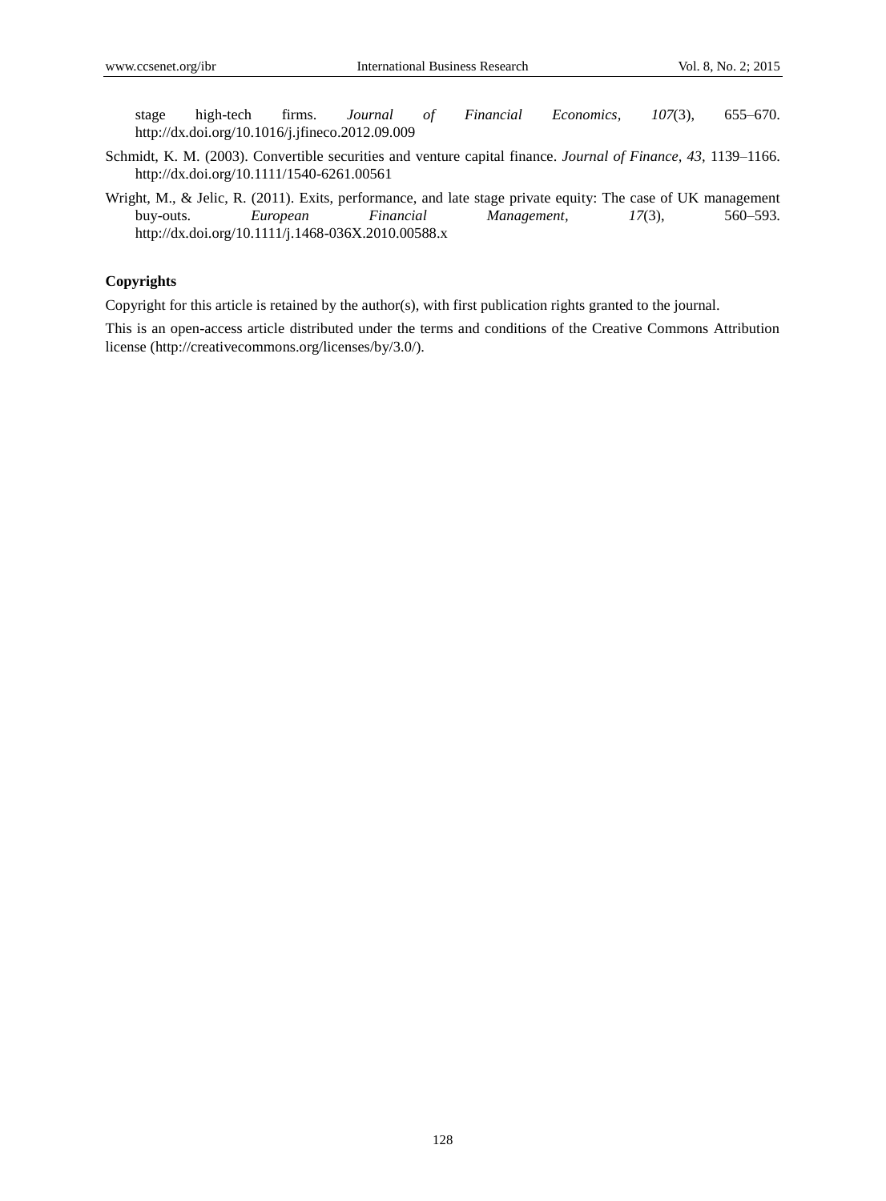stage high-tech firms. *Journal of Financial Economics, 107*(3), 655–670. http://dx.doi.org/10.1016/j.jfineco.2012.09.009

Schmidt, K. M. (2003). Convertible securities and venture capital finance. *Journal of Finance, 43*, 1139–1166. http://dx.doi.org/10.1111/1540-6261.00561

Wright, M., & Jelic, R. (2011). Exits, performance, and late stage private equity: The case of UK management buy-outs. *European Financial Management*, *17*(3), 560–593. http://dx.doi.org/10.1111/j.1468-036X.2010.00588.x

**Copyrights**

Copyright for this article is retained by the author(s), with first publication rights granted to the journal.

This is an open-access article distributed under the terms and conditions of the Creative Commons Attribution license (http://creativecommons.org/licenses/by/3.0/).